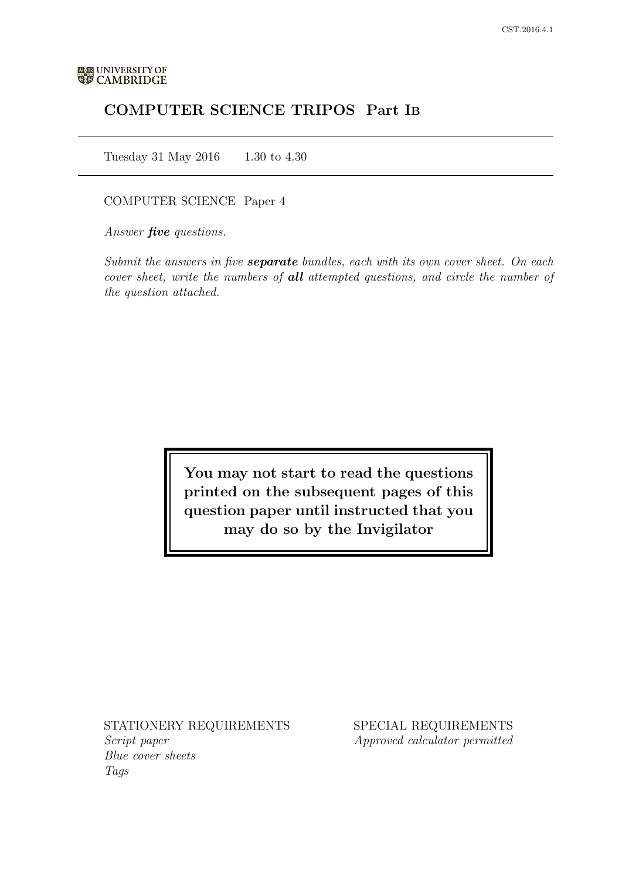UNIVERSITY OF CAMBRIDGE

# COMPUTER SCIENCE TRIPOS Part IB

Tuesday 31 May 2016 1.30 to 4.30

COMPUTER SCIENCE Paper 4

*Answer **five** questions.*

*Submit the answers in five **separate** bundles, each with its own cover sheet. On each cover sheet, write the numbers of **all** attempted questions, and circle the number of the question attached.*

**You may not start to read the questions printed on the subsequent pages of this question paper until instructed that you may do so by the Invigilator**

STATIONERY REQUIREMENTS
*Script paper*
*Blue cover sheets*
*Tags*

SPECIAL REQUIREMENTS
*Approved calculator permitted*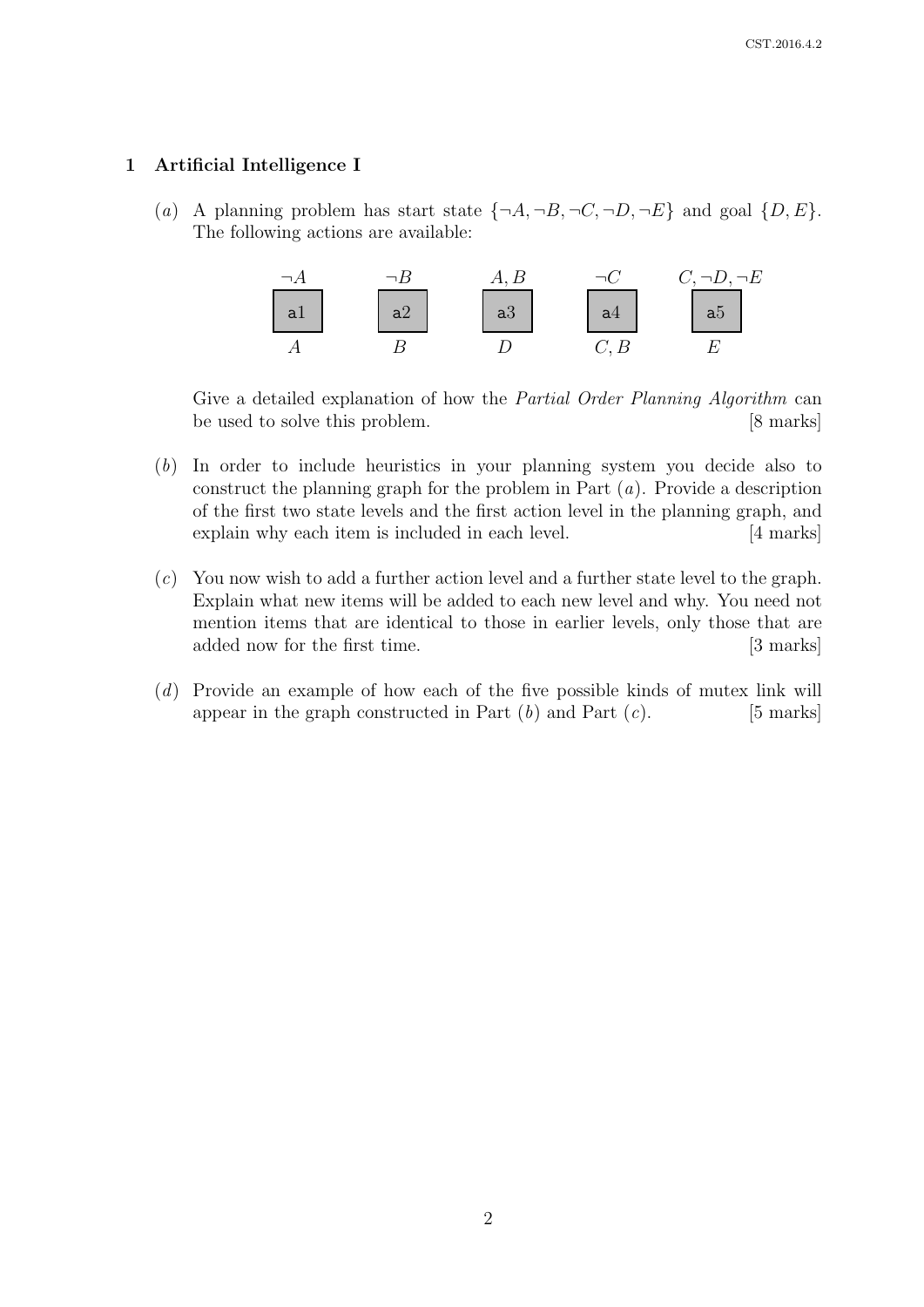## 1 Artificial Intelligence I

(*a*) A planning problem has start state $\{\neg A, \neg B, \neg C, \neg D, \neg E\}$ and goal $\{D, E\}$. The following actions are available:

| Action | Preconditions | Effects |
|---|---|---|
| a1 | $\neg A$ | $A$ |
| a2 | $\neg B$ | $B$ |
| a3 | $A, B$ | $D$ |
| a4 | $\neg C$ | $C, B$ |
| a5 | $C, \neg D, \neg E$ | $E$ |

Give a detailed explanation of how the *Partial Order Planning Algorithm* can be used to solve this problem. [8 marks]

(*b*) In order to include heuristics in your planning system you decide also to construct the planning graph for the problem in Part (*a*). Provide a description of the first two state levels and the first action level in the planning graph, and explain why each item is included in each level. [4 marks]

(*c*) You now wish to add a further action level and a further state level to the graph. Explain what new items will be added to each new level and why. You need not mention items that are identical to those in earlier levels, only those that are added now for the first time. [3 marks]

(*d*) Provide an example of how each of the five possible kinds of mutex link will appear in the graph constructed in Part (*b*) and Part (*c*). [5 marks]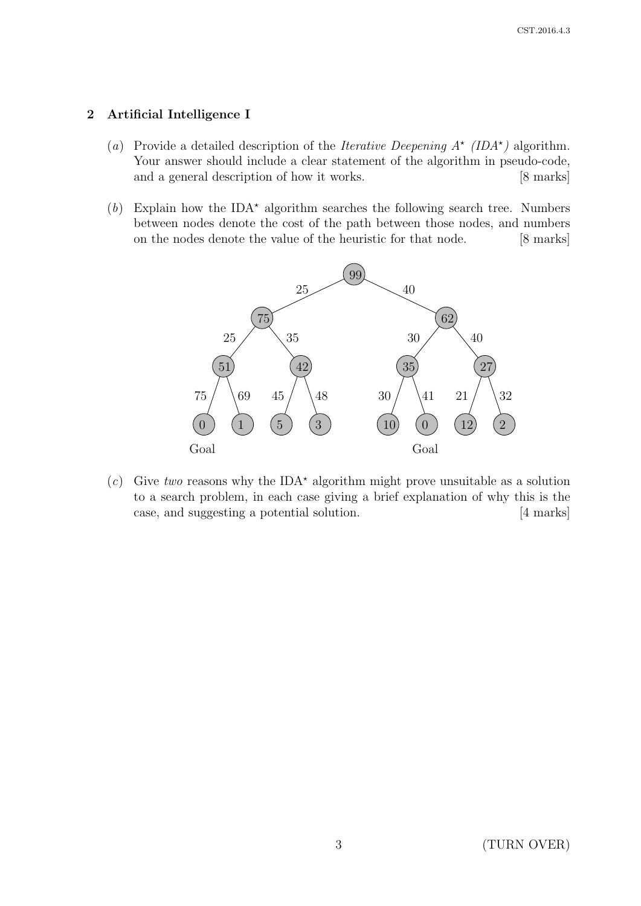## 2 Artificial Intelligence I

(*a*) Provide a detailed description of the *Iterative Deepening A⋆ (IDA⋆)* algorithm. Your answer should include a clear statement of the algorithm in pseudo-code, and a general description of how it works. [8 marks]

(*b*) Explain how the IDA⋆ algorithm searches the following search tree. Numbers between nodes denote the cost of the path between those nodes, and numbers on the nodes denote the value of the heuristic for that node. [8 marks]

(*c*) Give *two* reasons why the IDA⋆ algorithm might prove unsuitable as a solution to a search problem, in each case giving a brief explanation of why this is the case, and suggesting a potential solution. [4 marks]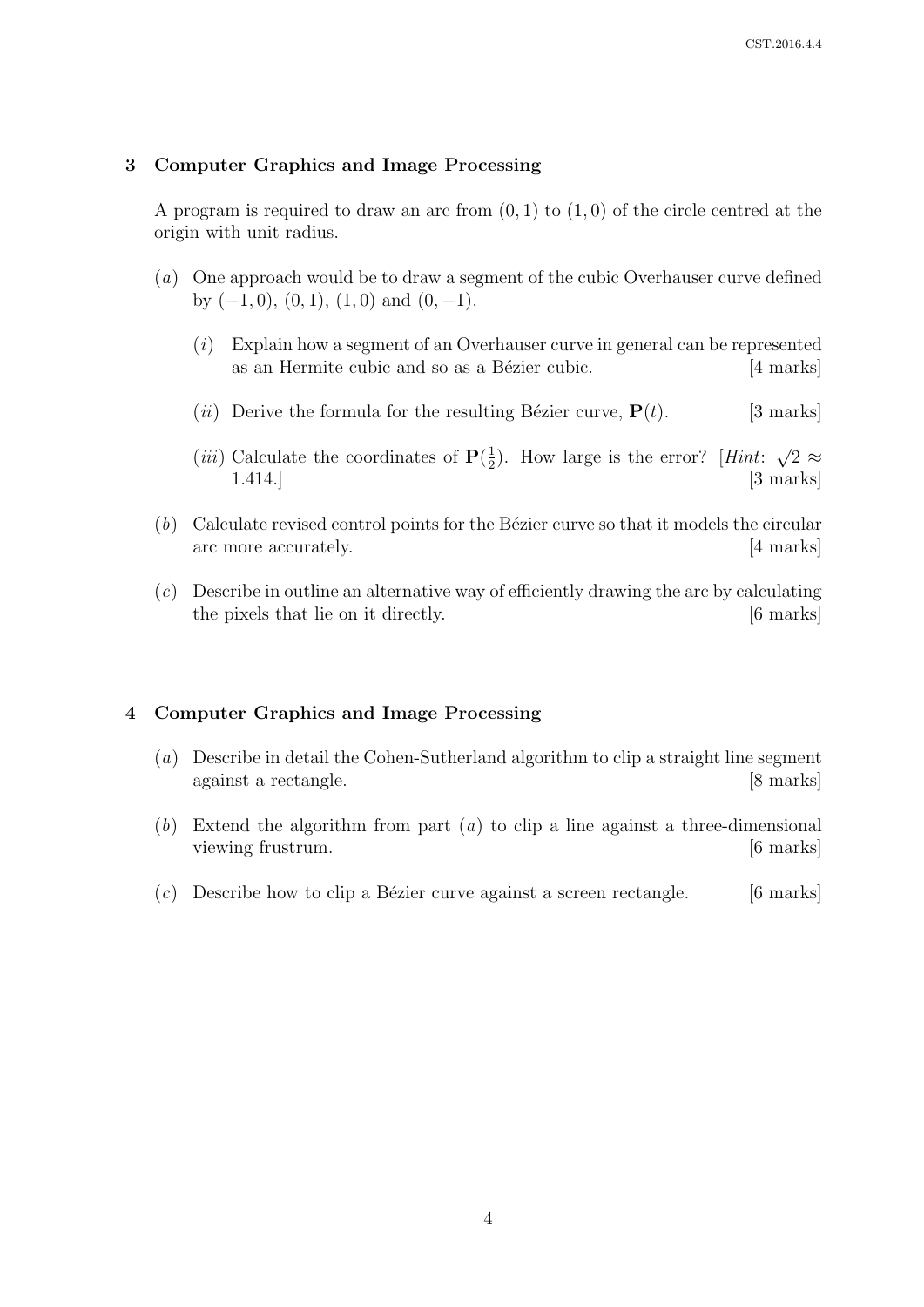## 3 Computer Graphics and Image Processing

A program is required to draw an arc from $(0, 1)$ to $(1, 0)$ of the circle centred at the origin with unit radius.

(*a*) One approach would be to draw a segment of the cubic Overhauser curve defined by $(-1, 0)$, $(0, 1)$, $(1, 0)$ and $(0, -1)$.

(*i*) Explain how a segment of an Overhauser curve in general can be represented as an Hermite cubic and so as a Bézier cubic. [4 marks]

(*ii*) Derive the formula for the resulting Bézier curve, $\mathbf{P}(t)$. [3 marks]

(*iii*) Calculate the coordinates of $\mathbf{P}(\frac{1}{2})$. How large is the error? [*Hint*: $\sqrt{2} \approx 1.414$.] [3 marks]

(*b*) Calculate revised control points for the Bézier curve so that it models the circular arc more accurately. [4 marks]

(*c*) Describe in outline an alternative way of efficiently drawing the arc by calculating the pixels that lie on it directly. [6 marks]

## 4 Computer Graphics and Image Processing

(*a*) Describe in detail the Cohen-Sutherland algorithm to clip a straight line segment against a rectangle. [8 marks]

(*b*) Extend the algorithm from part (*a*) to clip a line against a three-dimensional viewing frustrum. [6 marks]

(*c*) Describe how to clip a Bézier curve against a screen rectangle. [6 marks]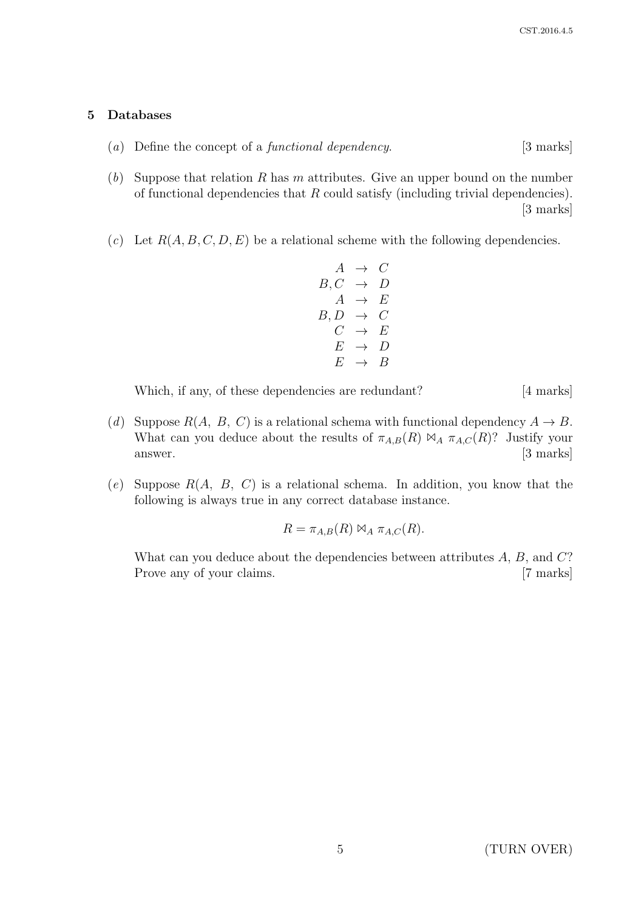## 5 Databases

(*a*) Define the concept of a *functional dependency*. [3 marks]

(*b*) Suppose that relation $R$ has $m$ attributes. Give an upper bound on the number of functional dependencies that $R$ could satisfy (including trivial dependencies). [3 marks]

(*c*) Let $R(A, B, C, D, E)$ be a relational scheme with the following dependencies.

$$
\begin{aligned}
A &\rightarrow C \\
B, C &\rightarrow D \\
A &\rightarrow E \\
B, D &\rightarrow C \\
C &\rightarrow E \\
E &\rightarrow D \\
E &\rightarrow B
\end{aligned}
$$

Which, if any, of these dependencies are redundant? [4 marks]

(*d*) Suppose $R(A,\ B,\ C)$ is a relational schema with functional dependency $A \rightarrow B$. What can you deduce about the results of $\pi_{A,B}(R) \bowtie_A \pi_{A,C}(R)$? Justify your answer. [3 marks]

(*e*) Suppose $R(A,\ B,\ C)$ is a relational schema. In addition, you know that the following is always true in any correct database instance.

$$R = \pi_{A,B}(R) \bowtie_A \pi_{A,C}(R).$$

What can you deduce about the dependencies between attributes $A$, $B$, and $C$? Prove any of your claims. [7 marks]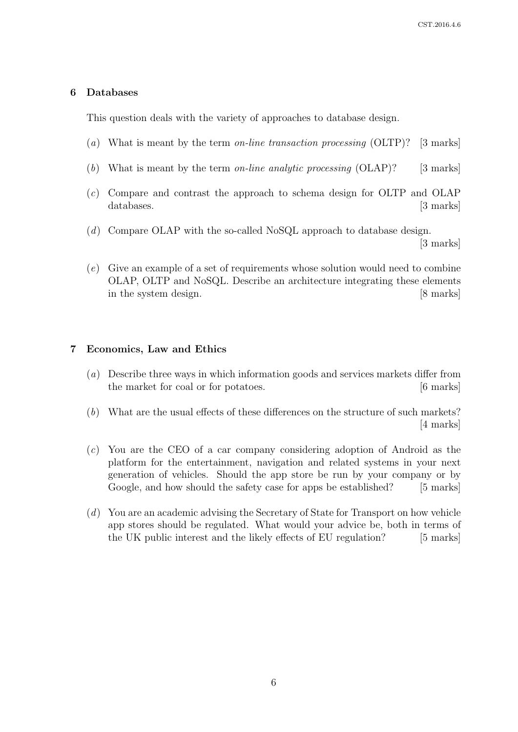## 6 Databases

This question deals with the variety of approaches to database design.

(*a*) What is meant by the term *on-line transaction processing* (OLTP)? [3 marks]

(*b*) What is meant by the term *on-line analytic processing* (OLAP)? [3 marks]

(*c*) Compare and contrast the approach to schema design for OLTP and OLAP databases. [3 marks]

(*d*) Compare OLAP with the so-called NoSQL approach to database design. [3 marks]

(*e*) Give an example of a set of requirements whose solution would need to combine OLAP, OLTP and NoSQL. Describe an architecture integrating these elements in the system design. [8 marks]

## 7 Economics, Law and Ethics

(*a*) Describe three ways in which information goods and services markets differ from the market for coal or for potatoes. [6 marks]

(*b*) What are the usual effects of these differences on the structure of such markets? [4 marks]

(*c*) You are the CEO of a car company considering adoption of Android as the platform for the entertainment, navigation and related systems in your next generation of vehicles. Should the app store be run by your company or by Google, and how should the safety case for apps be established? [5 marks]

(*d*) You are an academic advising the Secretary of State for Transport on how vehicle app stores should be regulated. What would your advice be, both in terms of the UK public interest and the likely effects of EU regulation? [5 marks]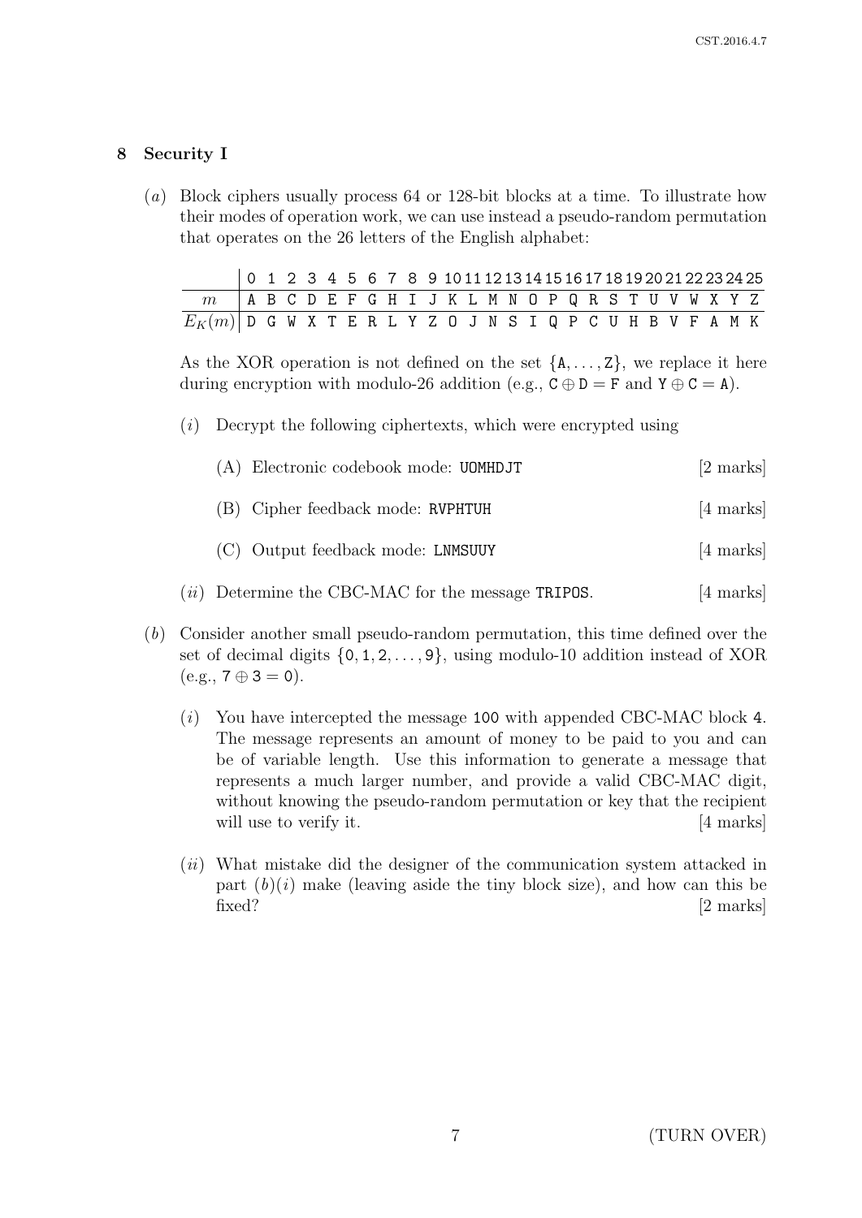## 8 Security I

(*a*) Block ciphers usually process 64 or 128-bit blocks at a time. To illustrate how their modes of operation work, we can use instead a pseudo-random permutation that operates on the 26 letters of the English alphabet:

| | 0 | 1 | 2 | 3 | 4 | 5 | 6 | 7 | 8 | 9 | 10 | 11 | 12 | 13 | 14 | 15 | 16 | 17 | 18 | 19 | 20 | 21 | 22 | 23 | 24 | 25 |
|---|---|---|---|---|---|---|---|---|---|---|---|---|---|---|---|---|---|---|---|---|---|---|---|---|---|---|
| $m$ | A | B | C | D | E | F | G | H | I | J | K | L | M | N | O | P | Q | R | S | T | U | V | W | X | Y | Z |
| $E_K(m)$ | D | G | W | X | T | E | R | L | Y | Z | O | J | N | S | I | Q | P | C | U | H | B | V | F | A | M | K |

As the XOR operation is not defined on the set $\{\mathtt{A}, \ldots, \mathtt{Z}\}$, we replace it here during encryption with modulo-26 addition (e.g., $\mathtt{C} \oplus \mathtt{D} = \mathtt{F}$ and $\mathtt{Y} \oplus \mathtt{C} = \mathtt{A}$).

(*i*) Decrypt the following ciphertexts, which were encrypted using

(A) Electronic codebook mode: `UOMHDJT` [2 marks]

(B) Cipher feedback mode: `RVPHTUH` [4 marks]

(C) Output feedback mode: `LNMSUUY` [4 marks]

(*ii*) Determine the CBC-MAC for the message `TRIPOS`. [4 marks]

(*b*) Consider another small pseudo-random permutation, this time defined over the set of decimal digits $\{\mathtt{0}, \mathtt{1}, \mathtt{2}, \ldots, \mathtt{9}\}$, using modulo-10 addition instead of XOR (e.g., $\mathtt{7} \oplus \mathtt{3} = \mathtt{0}$).

(*i*) You have intercepted the message `100` with appended CBC-MAC block `4`. The message represents an amount of money to be paid to you and can be of variable length. Use this information to generate a message that represents a much larger number, and provide a valid CBC-MAC digit, without knowing the pseudo-random permutation or key that the recipient will use to verify it. [4 marks]

(*ii*) What mistake did the designer of the communication system attacked in part (*b*)(*i*) make (leaving aside the tiny block size), and how can this be fixed? [2 marks]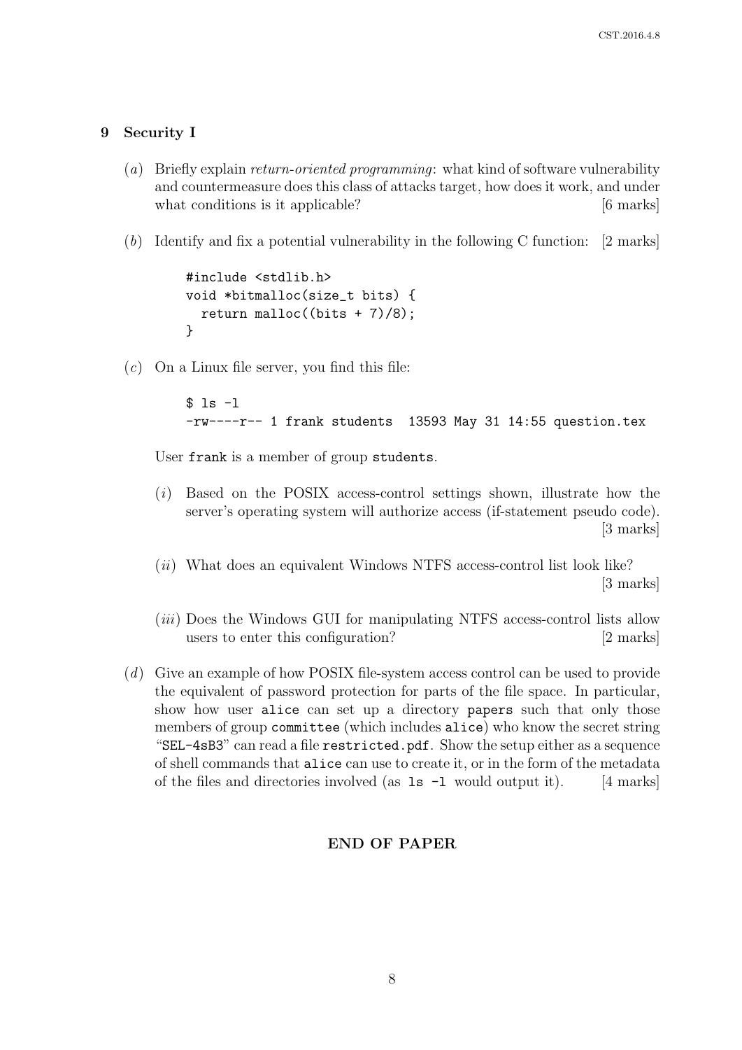## 9 Security I

(*a*) Briefly explain *return-oriented programming*: what kind of software vulnerability and countermeasure does this class of attacks target, how does it work, and under what conditions is it applicable? [6 marks]

(*b*) Identify and fix a potential vulnerability in the following C function: [2 marks]

```
#include <stdlib.h>
void *bitmalloc(size_t bits) {
  return malloc((bits + 7)/8);
}
```

(*c*) On a Linux file server, you find this file:

```
$ ls -l
-rw----r-- 1 frank students  13593 May 31 14:55 question.tex
```

User `frank` is a member of group `students`.

(*i*) Based on the POSIX access-control settings shown, illustrate how the server's operating system will authorize access (if-statement pseudo code). [3 marks]

(*ii*) What does an equivalent Windows NTFS access-control list look like? [3 marks]

(*iii*) Does the Windows GUI for manipulating NTFS access-control lists allow users to enter this configuration? [2 marks]

(*d*) Give an example of how POSIX file-system access control can be used to provide the equivalent of password protection for parts of the file space. In particular, show how user `alice` can set up a directory `papers` such that only those members of group `committee` (which includes `alice`) who know the secret string "`SEL-4sB3`" can read a file `restricted.pdf`. Show the setup either as a sequence of shell commands that `alice` can use to create it, or in the form of the metadata of the files and directories involved (as `ls -l` would output it). [4 marks]

**END OF PAPER**